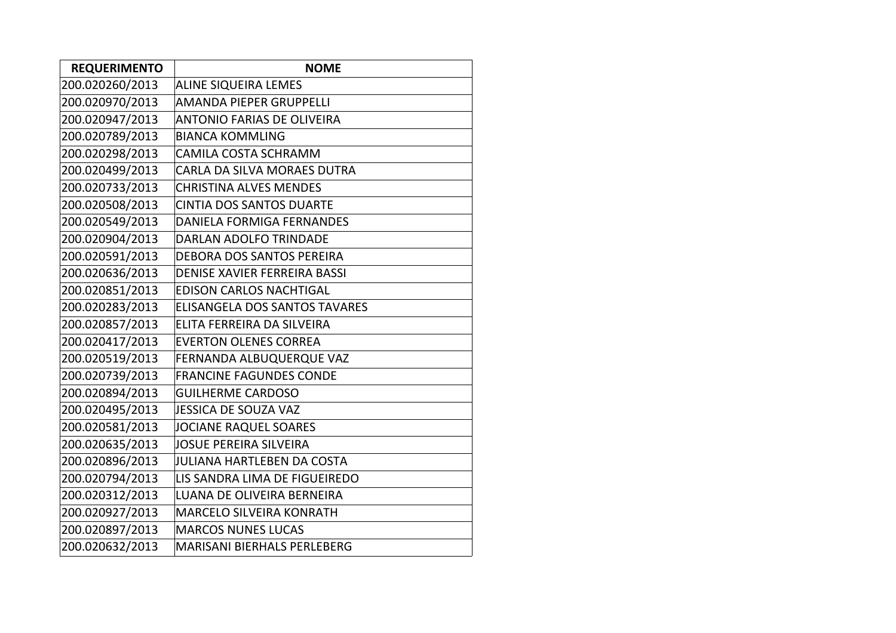| REQUERIMENTO | NOME |
|---|---|
| 200.020260/2013 | ALINE SIQUEIRA LEMES |
| 200.020970/2013 | AMANDA PIEPER GRUPPELLI |
| 200.020947/2013 | ANTONIO FARIAS DE OLIVEIRA |
| 200.020789/2013 | BIANCA KOMMLING |
| 200.020298/2013 | CAMILA COSTA SCHRAMM |
| 200.020499/2013 | CARLA DA SILVA MORAES DUTRA |
| 200.020733/2013 | CHRISTINA ALVES MENDES |
| 200.020508/2013 | CINTIA DOS SANTOS DUARTE |
| 200.020549/2013 | DANIELA FORMIGA FERNANDES |
| 200.020904/2013 | DARLAN ADOLFO TRINDADE |
| 200.020591/2013 | DEBORA DOS SANTOS PEREIRA |
| 200.020636/2013 | DENISE XAVIER FERREIRA BASSI |
| 200.020851/2013 | EDISON CARLOS NACHTIGAL |
| 200.020283/2013 | ELISANGELA DOS SANTOS TAVARES |
| 200.020857/2013 | ELITA FERREIRA DA SILVEIRA |
| 200.020417/2013 | EVERTON OLENES CORREA |
| 200.020519/2013 | FERNANDA ALBUQUERQUE VAZ |
| 200.020739/2013 | FRANCINE FAGUNDES CONDE |
| 200.020894/2013 | GUILHERME CARDOSO |
| 200.020495/2013 | JESSICA DE SOUZA VAZ |
| 200.020581/2013 | JOCIANE RAQUEL SOARES |
| 200.020635/2013 | JOSUE PEREIRA SILVEIRA |
| 200.020896/2013 | JULIANA HARTLEBEN DA COSTA |
| 200.020794/2013 | LIS SANDRA LIMA DE FIGUEIREDO |
| 200.020312/2013 | LUANA DE OLIVEIRA BERNEIRA |
| 200.020927/2013 | MARCELO SILVEIRA KONRATH |
| 200.020897/2013 | MARCOS NUNES LUCAS |
| 200.020632/2013 | MARISANI BIERHALS PERLEBERG |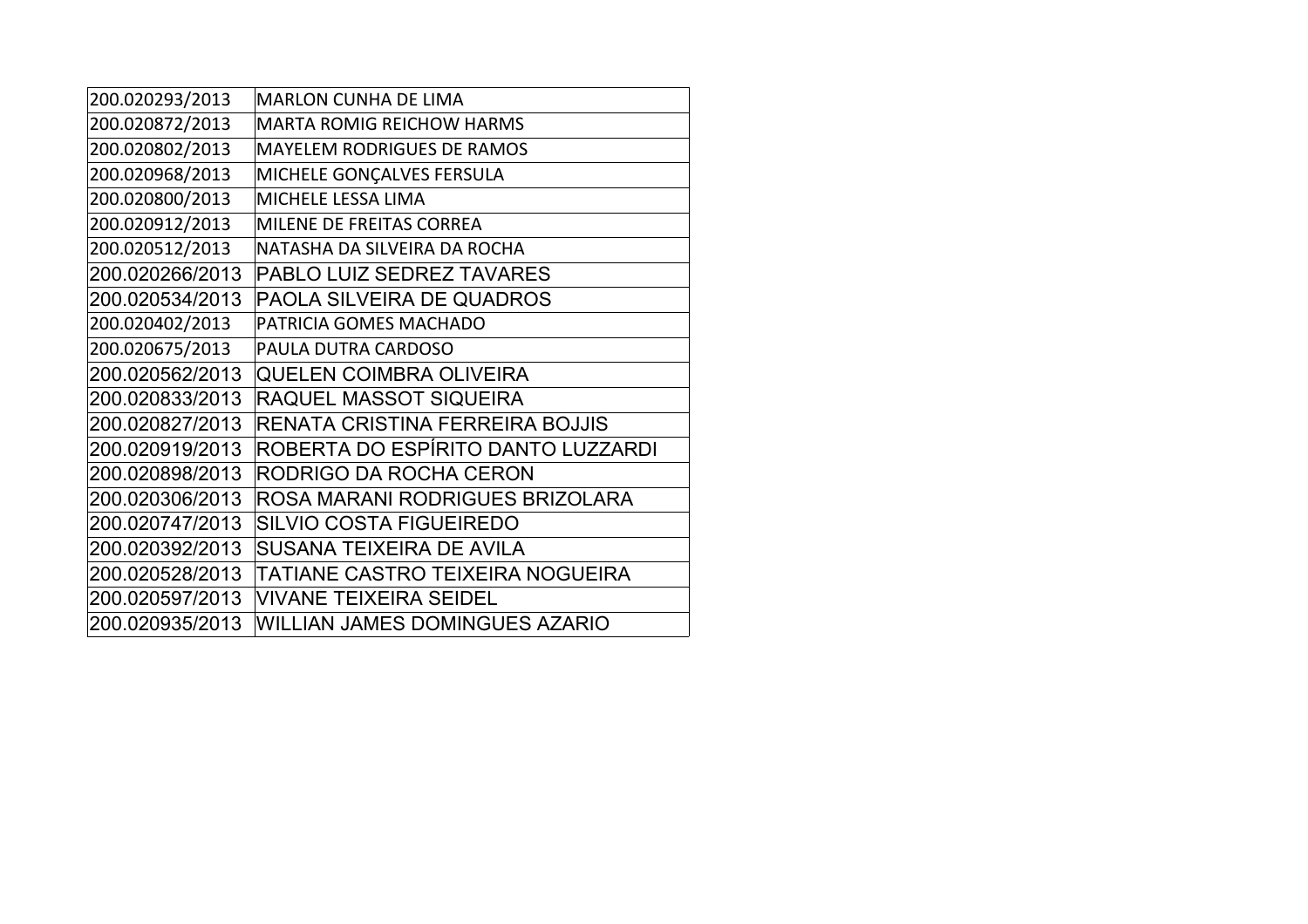| | |
|---|---|
| 200.020293/2013 | MARLON CUNHA DE LIMA |
| 200.020872/2013 | MARTA ROMIG REICHOW HARMS |
| 200.020802/2013 | MAYELEM RODRIGUES DE RAMOS |
| 200.020968/2013 | MICHELE GONÇALVES FERSULA |
| 200.020800/2013 | MICHELE LESSA LIMA |
| 200.020912/2013 | MILENE DE FREITAS CORREA |
| 200.020512/2013 | NATASHA DA SILVEIRA DA ROCHA |
| 200.020266/2013 | PABLO LUIZ SEDREZ TAVARES |
| 200.020534/2013 | PAOLA SILVEIRA DE QUADROS |
| 200.020402/2013 | PATRICIA GOMES MACHADO |
| 200.020675/2013 | PAULA DUTRA CARDOSO |
| 200.020562/2013 | QUELEN COIMBRA OLIVEIRA |
| 200.020833/2013 | RAQUEL MASSOT SIQUEIRA |
| 200.020827/2013 | RENATA CRISTINA FERREIRA BOJJIS |
| 200.020919/2013 | ROBERTA DO ESPÍRITO DANTO LUZZARDI |
| 200.020898/2013 | RODRIGO DA ROCHA CERON |
| 200.020306/2013 | ROSA MARANI RODRIGUES BRIZOLARA |
| 200.020747/2013 | SILVIO COSTA FIGUEIREDO |
| 200.020392/2013 | SUSANA TEIXEIRA DE AVILA |
| 200.020528/2013 | TATIANE CASTRO TEIXEIRA NOGUEIRA |
| 200.020597/2013 | VIVANE TEIXEIRA SEIDEL |
| 200.020935/2013 | WILLIAN JAMES DOMINGUES AZARIO |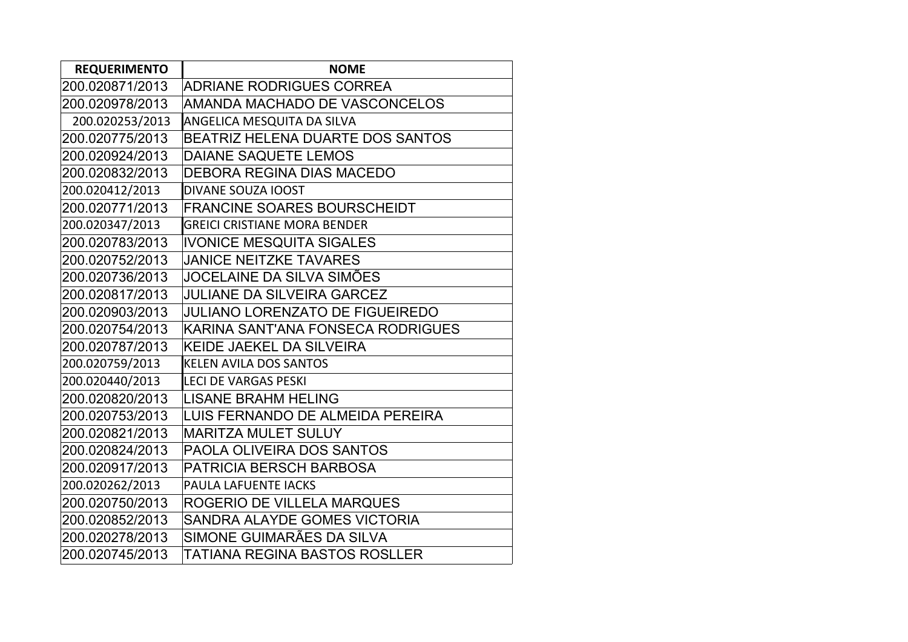| REQUERIMENTO | NOME |
| --- | --- |
| 200.020871/2013 | ADRIANE RODRIGUES CORREA |
| 200.020978/2013 | AMANDA MACHADO DE VASCONCELOS |
| 200.020253/2013 | ANGELICA MESQUITA DA SILVA |
| 200.020775/2013 | BEATRIZ HELENA DUARTE DOS SANTOS |
| 200.020924/2013 | DAIANE SAQUETE LEMOS |
| 200.020832/2013 | DEBORA REGINA DIAS MACEDO |
| 200.020412/2013 | DIVANE SOUZA IOOST |
| 200.020771/2013 | FRANCINE SOARES BOURSCHEIDT |
| 200.020347/2013 | GREICI CRISTIANE MORA BENDER |
| 200.020783/2013 | IVONICE MESQUITA SIGALES |
| 200.020752/2013 | JANICE NEITZKE TAVARES |
| 200.020736/2013 | JOCELAINE DA SILVA SIMÕES |
| 200.020817/2013 | JULIANE DA SILVEIRA GARCEZ |
| 200.020903/2013 | JULIANO LORENZATO DE FIGUEIREDO |
| 200.020754/2013 | KARINA SANT'ANA FONSECA RODRIGUES |
| 200.020787/2013 | KEIDE JAEKEL DA SILVEIRA |
| 200.020759/2013 | KELEN AVILA DOS SANTOS |
| 200.020440/2013 | LECI DE VARGAS PESKI |
| 200.020820/2013 | LISANE BRAHM HELING |
| 200.020753/2013 | LUIS FERNANDO DE ALMEIDA PEREIRA |
| 200.020821/2013 | MARITZA MULET SULUY |
| 200.020824/2013 | PAOLA OLIVEIRA DOS SANTOS |
| 200.020917/2013 | PATRICIA BERSCH BARBOSA |
| 200.020262/2013 | PAULA LAFUENTE IACKS |
| 200.020750/2013 | ROGERIO DE VILLELA MARQUES |
| 200.020852/2013 | SANDRA ALAYDE GOMES VICTORIA |
| 200.020278/2013 | SIMONE GUIMARÃES DA SILVA |
| 200.020745/2013 | TATIANA REGINA BASTOS ROSLLER |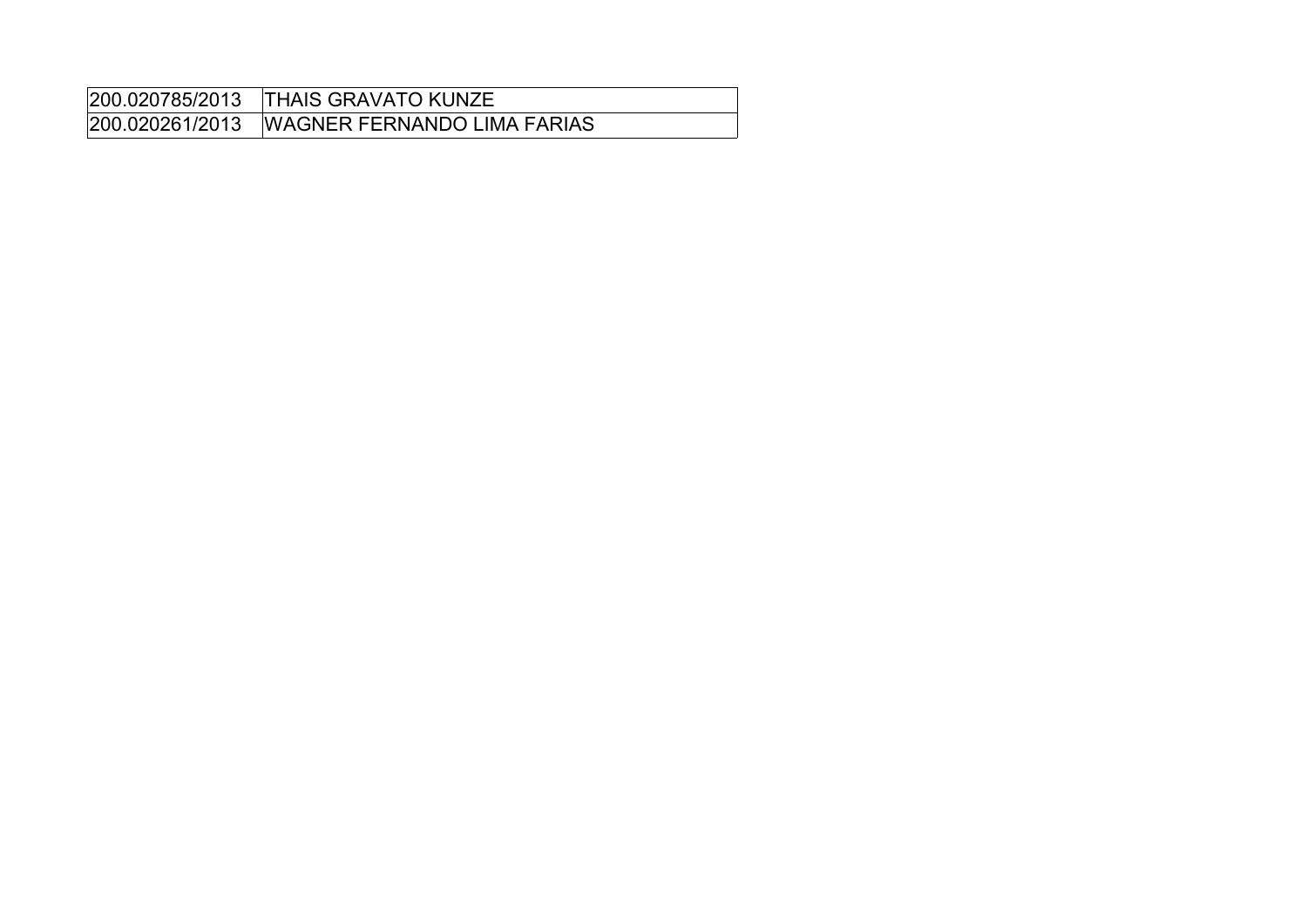| 200.020785/2013 | THAIS GRAVATO KUNZE |
|---|---|
| 200.020261/2013 | WAGNER FERNANDO LIMA FARIAS |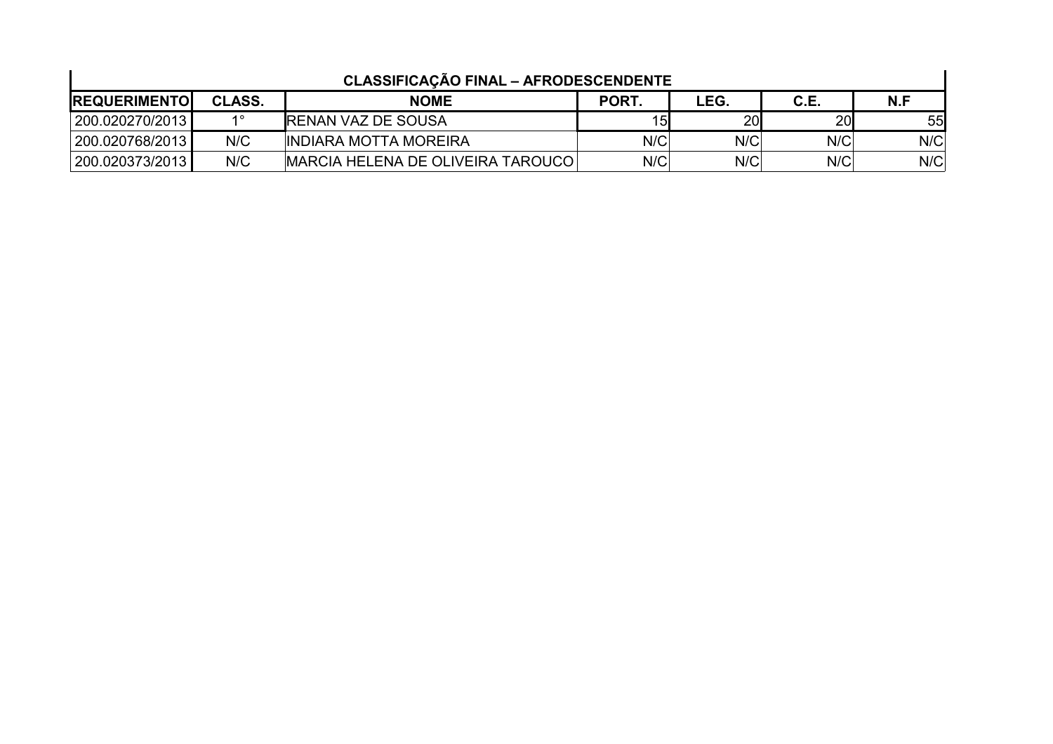| CLASSIFICAÇÃO FINAL – AFRODESCENDENTE | | | | | | |
|---|---|---|---|---|---|---|
| **REQUERIMENTO** | **CLASS.** | **NOME** | **PORT.** | **LEG.** | **C.E.** | **N.F** |
| 200.020270/2013 | 1° | RENAN VAZ DE SOUSA | 15 | 20 | 20 | 55 |
| 200.020768/2013 | N/C | INDIARA MOTTA MOREIRA | N/C | N/C | N/C | N/C |
| 200.020373/2013 | N/C | MARCIA HELENA DE OLIVEIRA TAROUCO | N/C | N/C | N/C | N/C |